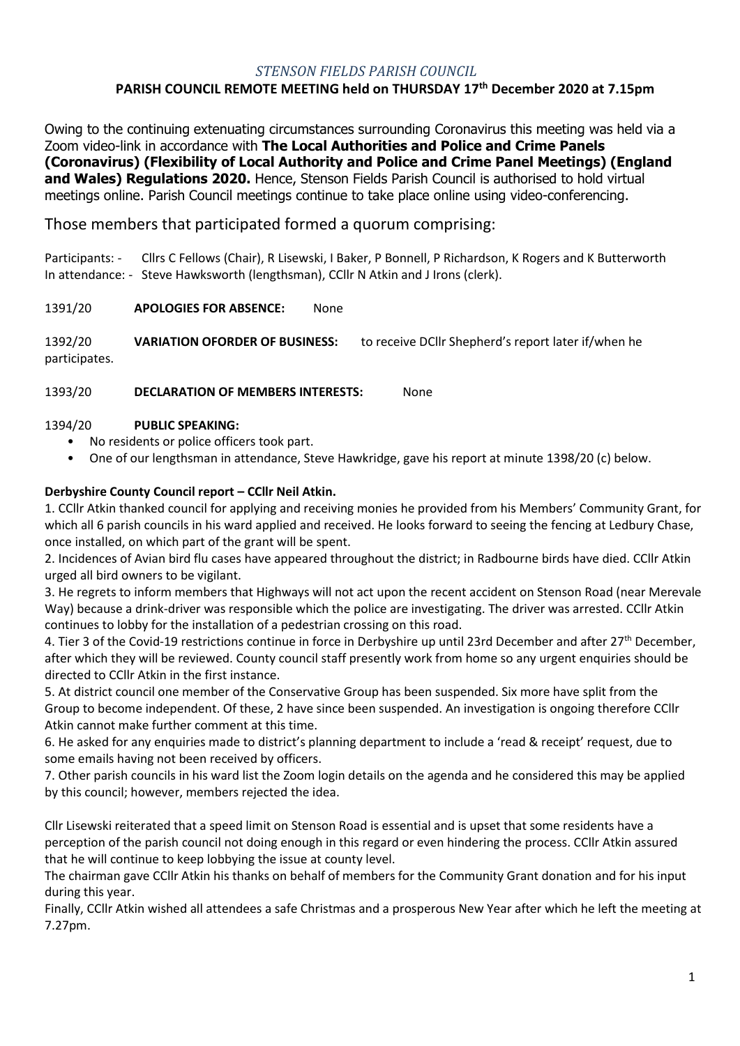*STENSON FIELDS PARISH COUNCIL*

**PARISH COUNCIL REMOTE MEETING held on THURSDAY 17th December 2020 at 7.15pm**

Owing to the continuing extenuating circumstances surrounding Coronavirus this meeting was held via a Zoom video-link in accordance with **The Local Authorities and Police and Crime Panels (Coronavirus) (Flexibility of Local Authority and Police and Crime Panel Meetings) (England and Wales) Regulations 2020.** Hence, Stenson Fields Parish Council is authorised to hold virtual meetings online. Parish Council meetings continue to take place online using video-conferencing.

Those members that participated formed a quorum comprising:

Participants: - Cllrs C Fellows (Chair), R Lisewski, I Baker, P Bonnell, P Richardson, K Rogers and K Butterworth
In attendance: - Steve Hawksworth (lengthsman), CCllr N Atkin and J Irons (clerk).

1391/20 **APOLOGIES FOR ABSENCE:** None

1392/20 **VARIATION OFORDER OF BUSINESS:** to receive DCllr Shepherd's report later if/when he participates.

1393/20 **DECLARATION OF MEMBERS INTERESTS:** None

1394/20 **PUBLIC SPEAKING:**

- No residents or police officers took part.
- One of our lengthsman in attendance, Steve Hawkridge, gave his report at minute 1398/20 (c) below.

**Derbyshire County Council report – CCllr Neil Atkin.**

1. CCllr Atkin thanked council for applying and receiving monies he provided from his Members' Community Grant, for which all 6 parish councils in his ward applied and received. He looks forward to seeing the fencing at Ledbury Chase, once installed, on which part of the grant will be spent.
2. Incidences of Avian bird flu cases have appeared throughout the district; in Radbourne birds have died. CCllr Atkin urged all bird owners to be vigilant.
3. He regrets to inform members that Highways will not act upon the recent accident on Stenson Road (near Merevale Way) because a drink-driver was responsible which the police are investigating. The driver was arrested. CCllr Atkin continues to lobby for the installation of a pedestrian crossing on this road.
4. Tier 3 of the Covid-19 restrictions continue in force in Derbyshire up until 23rd December and after 27th December, after which they will be reviewed. County council staff presently work from home so any urgent enquiries should be directed to CCllr Atkin in the first instance.
5. At district council one member of the Conservative Group has been suspended. Six more have split from the Group to become independent. Of these, 2 have since been suspended. An investigation is ongoing therefore CCllr Atkin cannot make further comment at this time.
6. He asked for any enquiries made to district's planning department to include a 'read & receipt' request, due to some emails having not been received by officers.
7. Other parish councils in his ward list the Zoom login details on the agenda and he considered this may be applied by this council; however, members rejected the idea.

Cllr Lisewski reiterated that a speed limit on Stenson Road is essential and is upset that some residents have a perception of the parish council not doing enough in this regard or even hindering the process. CCllr Atkin assured that he will continue to keep lobbying the issue at county level.
The chairman gave CCllr Atkin his thanks on behalf of members for the Community Grant donation and for his input during this year.
Finally, CCllr Atkin wished all attendees a safe Christmas and a prosperous New Year after which he left the meeting at 7.27pm.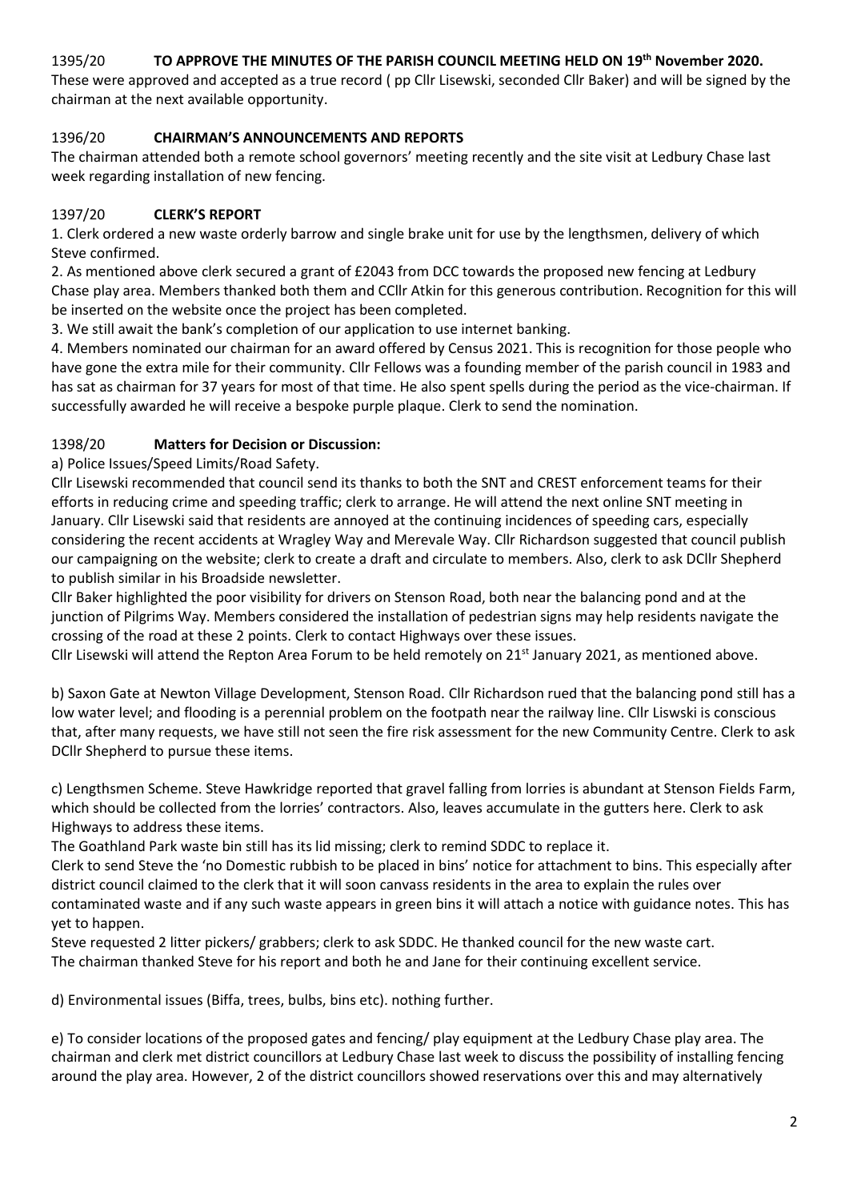### 1395/20 **TO APPROVE THE MINUTES OF THE PARISH COUNCIL MEETING HELD ON 19th November 2020.**

These were approved and accepted as a true record ( pp Cllr Lisewski, seconded Cllr Baker) and will be signed by the chairman at the next available opportunity.

### 1396/20 **CHAIRMAN'S ANNOUNCEMENTS AND REPORTS**

The chairman attended both a remote school governors' meeting recently and the site visit at Ledbury Chase last week regarding installation of new fencing.

### 1397/20 **CLERK'S REPORT**

1. Clerk ordered a new waste orderly barrow and single brake unit for use by the lengthsmen, delivery of which Steve confirmed.
2. As mentioned above clerk secured a grant of £2043 from DCC towards the proposed new fencing at Ledbury Chase play area. Members thanked both them and CCllr Atkin for this generous contribution. Recognition for this will be inserted on the website once the project has been completed.
3. We still await the bank's completion of our application to use internet banking.
4. Members nominated our chairman for an award offered by Census 2021. This is recognition for those people who have gone the extra mile for their community. Cllr Fellows was a founding member of the parish council in 1983 and has sat as chairman for 37 years for most of that time. He also spent spells during the period as the vice-chairman. If successfully awarded he will receive a bespoke purple plaque. Clerk to send the nomination.

### 1398/20 **Matters for Decision or Discussion:**

a) Police Issues/Speed Limits/Road Safety.

Cllr Lisewski recommended that council send its thanks to both the SNT and CREST enforcement teams for their efforts in reducing crime and speeding traffic; clerk to arrange. He will attend the next online SNT meeting in January. Cllr Lisewski said that residents are annoyed at the continuing incidences of speeding cars, especially considering the recent accidents at Wragley Way and Merevale Way. Cllr Richardson suggested that council publish our campaigning on the website; clerk to create a draft and circulate to members. Also, clerk to ask DCllr Shepherd to publish similar in his Broadside newsletter.

Cllr Baker highlighted the poor visibility for drivers on Stenson Road, both near the balancing pond and at the junction of Pilgrims Way. Members considered the installation of pedestrian signs may help residents navigate the crossing of the road at these 2 points. Clerk to contact Highways over these issues.

Cllr Lisewski will attend the Repton Area Forum to be held remotely on 21st January 2021, as mentioned above.

b) Saxon Gate at Newton Village Development, Stenson Road. Cllr Richardson rued that the balancing pond still has a low water level; and flooding is a perennial problem on the footpath near the railway line. Cllr Liswski is conscious that, after many requests, we have still not seen the fire risk assessment for the new Community Centre. Clerk to ask DCllr Shepherd to pursue these items.

c) Lengthsmen Scheme. Steve Hawkridge reported that gravel falling from lorries is abundant at Stenson Fields Farm, which should be collected from the lorries' contractors. Also, leaves accumulate in the gutters here. Clerk to ask Highways to address these items.

The Goathland Park waste bin still has its lid missing; clerk to remind SDDC to replace it.

Clerk to send Steve the 'no Domestic rubbish to be placed in bins' notice for attachment to bins. This especially after district council claimed to the clerk that it will soon canvass residents in the area to explain the rules over contaminated waste and if any such waste appears in green bins it will attach a notice with guidance notes. This has yet to happen.

Steve requested 2 litter pickers/ grabbers; clerk to ask SDDC. He thanked council for the new waste cart.

The chairman thanked Steve for his report and both he and Jane for their continuing excellent service.

d) Environmental issues (Biffa, trees, bulbs, bins etc). nothing further.

e) To consider locations of the proposed gates and fencing/ play equipment at the Ledbury Chase play area. The chairman and clerk met district councillors at Ledbury Chase last week to discuss the possibility of installing fencing around the play area. However, 2 of the district councillors showed reservations over this and may alternatively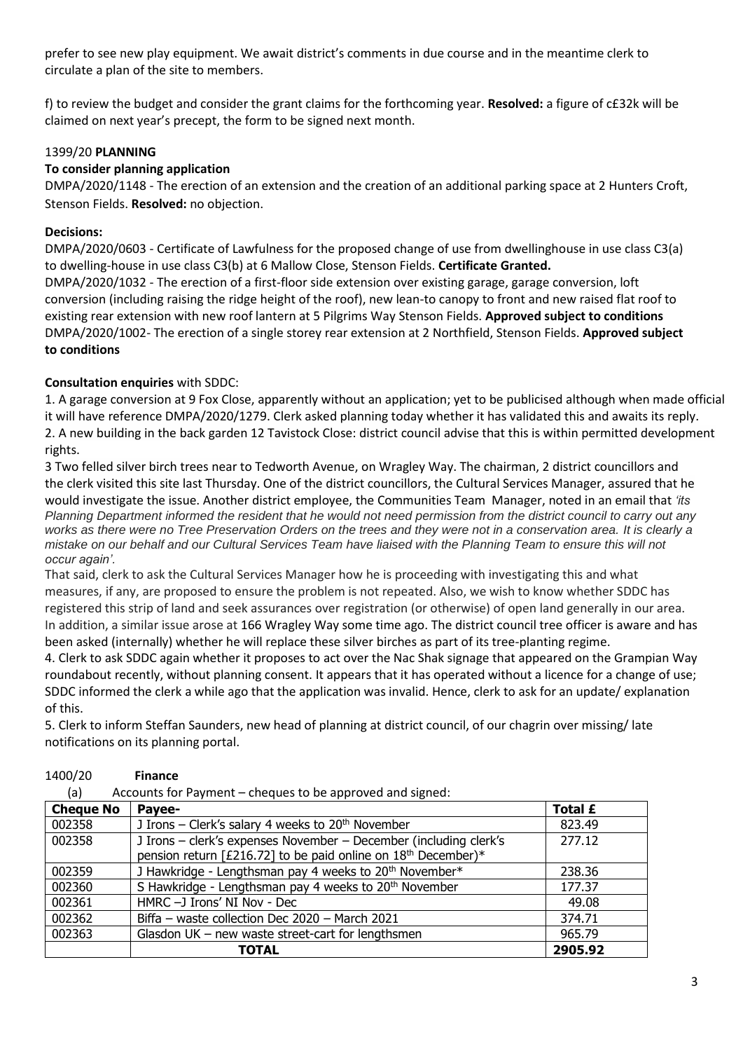prefer to see new play equipment. We await district's comments in due course and in the meantime clerk to circulate a plan of the site to members.

f) to review the budget and consider the grant claims for the forthcoming year. **Resolved:** a figure of c£32k will be claimed on next year's precept, the form to be signed next month.

## 1399/20 **PLANNING**

**To consider planning application**

DMPA/2020/1148 - The erection of an extension and the creation of an additional parking space at 2 Hunters Croft, Stenson Fields. **Resolved:** no objection.

**Decisions:**

DMPA/2020/0603 - Certificate of Lawfulness for the proposed change of use from dwellinghouse in use class C3(a) to dwelling-house in use class C3(b) at 6 Mallow Close, Stenson Fields. **Certificate Granted.**

DMPA/2020/1032 - The erection of a first-floor side extension over existing garage, garage conversion, loft conversion (including raising the ridge height of the roof), new lean-to canopy to front and new raised flat roof to existing rear extension with new roof lantern at 5 Pilgrims Way Stenson Fields. **Approved subject to conditions**

DMPA/2020/1002- The erection of a single storey rear extension at 2 Northfield, Stenson Fields. **Approved subject to conditions**

**Consultation enquiries** with SDDC:

1. A garage conversion at 9 Fox Close, apparently without an application; yet to be publicised although when made official it will have reference DMPA/2020/1279. Clerk asked planning today whether it has validated this and awaits its reply.
2. A new building in the back garden 12 Tavistock Close: district council advise that this is within permitted development rights.
3. Two felled silver birch trees near to Tedworth Avenue, on Wragley Way. The chairman, 2 district councillors and the clerk visited this site last Thursday. One of the district councillors, the Cultural Services Manager, assured that he would investigate the issue. Another district employee, the Communities Team Manager, noted in an email that *'its Planning Department informed the resident that he would not need permission from the district council to carry out any works as there were no Tree Preservation Orders on the trees and they were not in a conservation area. It is clearly a mistake on our behalf and our Cultural Services Team have liaised with the Planning Team to ensure this will not occur again'.*
That said, clerk to ask the Cultural Services Manager how he is proceeding with investigating this and what measures, if any, are proposed to ensure the problem is not repeated. Also, we wish to know whether SDDC has registered this strip of land and seek assurances over registration (or otherwise) of open land generally in our area. In addition, a similar issue arose at 166 Wragley Way some time ago. The district council tree officer is aware and has been asked (internally) whether he will replace these silver birches as part of its tree-planting regime.
4. Clerk to ask SDDC again whether it proposes to act over the Nac Shak signage that appeared on the Grampian Way roundabout recently, without planning consent. It appears that it has operated without a licence for a change of use; SDDC informed the clerk a while ago that the application was invalid. Hence, clerk to ask for an update/ explanation of this.
5. Clerk to inform Steffan Saunders, new head of planning at district council, of our chagrin over missing/ late notifications on its planning portal.

## 1400/20 **Finance**

(a) Accounts for Payment – cheques to be approved and signed:

| Cheque No | Payee- | Total £ |
|---|---|---|
| 002358 | J Irons – Clerk's salary 4 weeks to 20th November | 823.49 |
| 002358 | J Irons – clerk's expenses November – December (including clerk's pension return [£216.72] to be paid online on 18th December)* | 277.12 |
| 002359 | J Hawkridge - Lengthsman pay 4 weeks to 20th November* | 238.36 |
| 002360 | S Hawkridge - Lengthsman pay 4 weeks to 20th November | 177.37 |
| 002361 | HMRC –J Irons' NI Nov - Dec | 49.08 |
| 002362 | Biffa – waste collection Dec 2020 – March 2021 | 374.71 |
| 002363 | Glasdon UK – new waste street-cart for lengthsmen | 965.79 |
| | **TOTAL** | **2905.92** |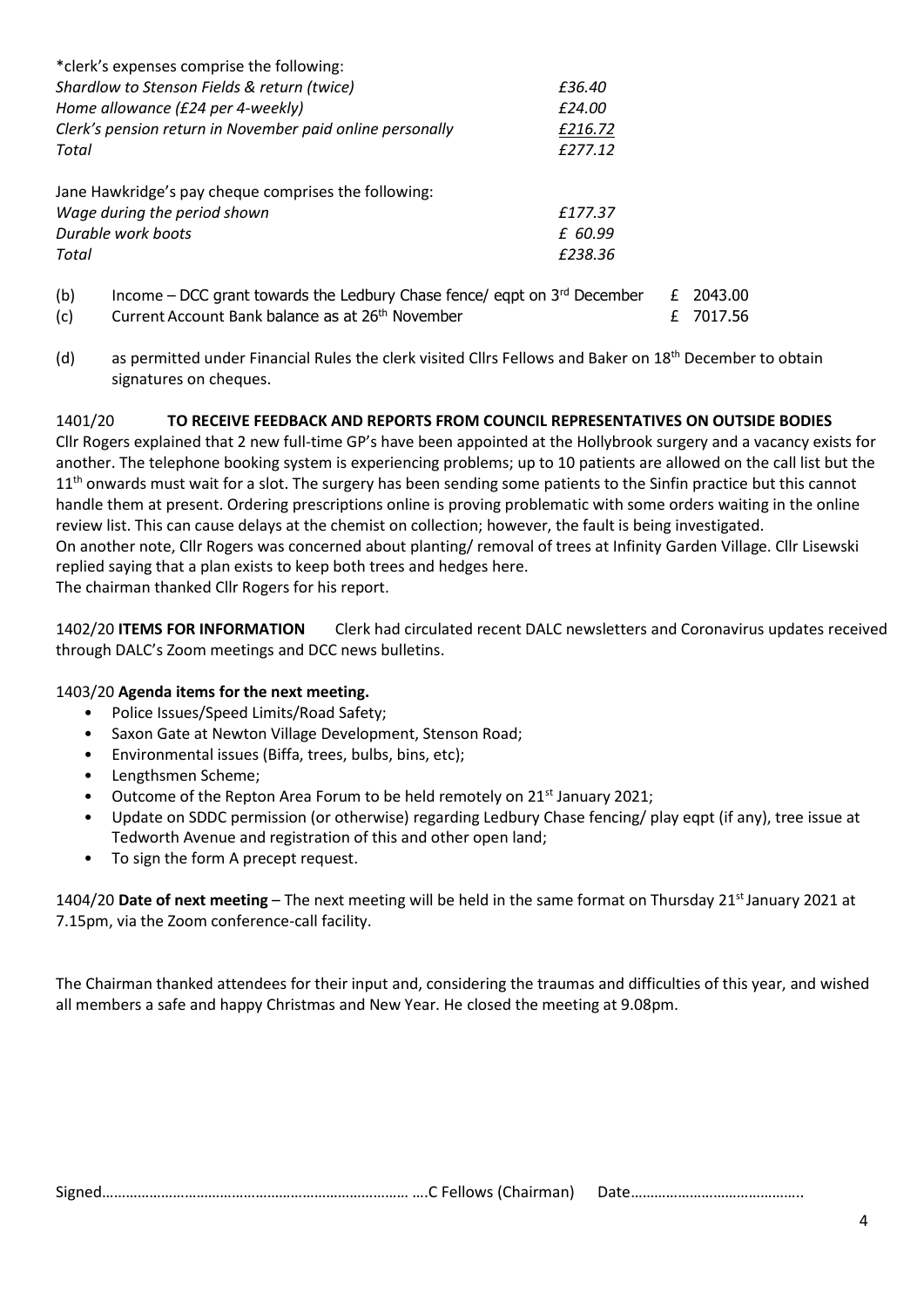*clerk's expenses comprise the following:

| | |
|---|---|
| *Shardlow to Stenson Fields & return (twice)* | *£36.40* |
| *Home allowance (£24 per 4-weekly)* | *£24.00* |
| *Clerk's pension return in November paid online personally* | *£216.72* |
| *Total* | *£277.12* |

Jane Hawkridge's pay cheque comprises the following:

| | |
|---|---|
| *Wage during the period shown* | *£177.37* |
| *Durable work boots* | *£ 60.99* |
| *Total* | *£238.36* |

(b) Income – DCC grant towards the Ledbury Chase fence/ eqpt on 3rd December £ 2043.00

(c) Current Account Bank balance as at 26th November £ 7017.56

(d) as permitted under Financial Rules the clerk visited Cllrs Fellows and Baker on 18th December to obtain signatures on cheques.

1401/20 **TO RECEIVE FEEDBACK AND REPORTS FROM COUNCIL REPRESENTATIVES ON OUTSIDE BODIES**

Cllr Rogers explained that 2 new full-time GP's have been appointed at the Hollybrook surgery and a vacancy exists for another. The telephone booking system is experiencing problems; up to 10 patients are allowed on the call list but the 11th onwards must wait for a slot. The surgery has been sending some patients to the Sinfin practice but this cannot handle them at present. Ordering prescriptions online is proving problematic with some orders waiting in the online review list. This can cause delays at the chemist on collection; however, the fault is being investigated.
On another note, Cllr Rogers was concerned about planting/ removal of trees at Infinity Garden Village. Cllr Lisewski replied saying that a plan exists to keep both trees and hedges here.
The chairman thanked Cllr Rogers for his report.

1402/20 **ITEMS FOR INFORMATION** Clerk had circulated recent DALC newsletters and Coronavirus updates received through DALC's Zoom meetings and DCC news bulletins.

1403/20 **Agenda items for the next meeting.**

- Police Issues/Speed Limits/Road Safety;
- Saxon Gate at Newton Village Development, Stenson Road;
- Environmental issues (Biffa, trees, bulbs, bins, etc);
- Lengthsmen Scheme;
- Outcome of the Repton Area Forum to be held remotely on 21st January 2021;
- Update on SDDC permission (or otherwise) regarding Ledbury Chase fencing/ play eqpt (if any), tree issue at Tedworth Avenue and registration of this and other open land;
- To sign the form A precept request.

1404/20 **Date of next meeting** – The next meeting will be held in the same format on Thursday 21st January 2021 at 7.15pm, via the Zoom conference-call facility.

The Chairman thanked attendees for their input and, considering the traumas and difficulties of this year, and wished all members a safe and happy Christmas and New Year. He closed the meeting at 9.08pm.

Signed…………………………………………………………………… ….C Fellows (Chairman) Date……………………………………..